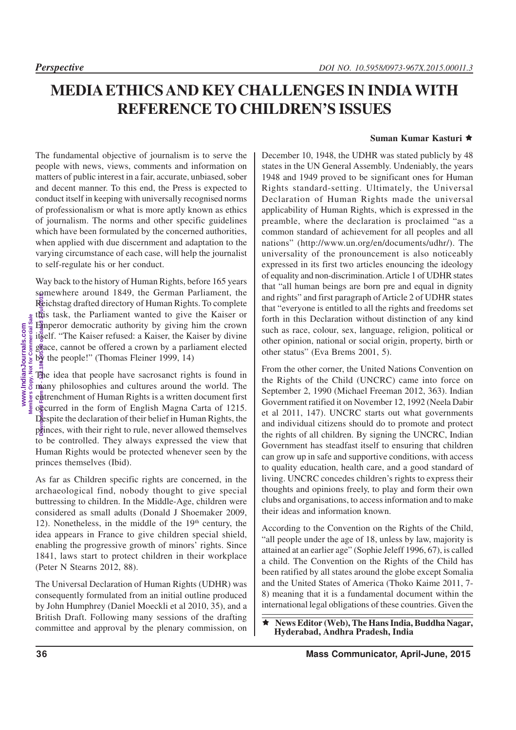# MEDIA ETHICS AND KEY CHALLENGES IN INDIA WITH REFERENCE TO CHILDREN'S ISSUES

**Suman Kumar Kasturi ★**

The fundamental objective of journalism is to serve the people with news, views, comments and information on matters of public interest in a fair, accurate, unbiased, sober and decent manner. To this end, the Press is expected to conduct itself in keeping with universally recognised norms of professionalism or what is more aptly known as ethics of journalism. The norms and other specific guidelines which have been formulated by the concerned authorities, when applied with due discernment and adaptation to the varying circumstance of each case, will help the journalist to self-regulate his or her conduct.

Way back to the history of Human Rights, before 165 years somewhere around 1849, the German Parliament, the Reichstag drafted directory of Human Rights. To complete this task, the Parliament wanted to give the Kaiser or Emperor democratic authority by giving him the crown itself. "The Kaiser refused: a Kaiser, the Kaiser by divine grace, cannot be offered a crown by a parliament elected by the people!" (Thomas Fleiner 1999, 14)

The idea that people have sacrosanct rights is found in many philosophies and cultures around the world. The entrenchment of Human Rights is a written document first occurred in the form of English Magna Carta of 1215. Despite the declaration of their belief in Human Rights, the princes, with their right to rule, never allowed themselves to be controlled. They always expressed the view that Human Rights would be protected whenever seen by the princes themselves (Ibid).

As far as Children specific rights are concerned, in the archaeological find, nobody thought to give special buttressing to children. In the Middle-Age, children were considered as small adults (Donald J Shoemaker 2009, 12). Nonetheless, in the middle of the 19th century, the idea appears in France to give children special shield, enabling the progressive growth of minors' rights. Since 1841, laws start to protect children in their workplace (Peter N Stearns 2012, 88).

The Universal Declaration of Human Rights (UDHR) was consequently formulated from an initial outline produced by John Humphrey (Daniel Moeckli et al 2010, 35), and a British Draft. Following many sessions of the drafting committee and approval by the plenary commission, on December 10, 1948, the UDHR was stated publicly by 48 states in the UN General Assembly. Undeniably, the years 1948 and 1949 proved to be significant ones for Human Rights standard-setting. Ultimately, the Universal Declaration of Human Rights made the universal applicability of Human Rights, which is expressed in the preamble, where the declaration is proclaimed "as a common standard of achievement for all peoples and all nations" (http://www.un.org/en/documents/udhr/). The universality of the pronouncement is also noticeably expressed in its first two articles enouncing the ideology of equality and non-discrimination. Article 1 of UDHR states that "all human beings are born pre and equal in dignity and rights" and first paragraph of Article 2 of UDHR states that "everyone is entitled to all the rights and freedoms set forth in this Declaration without distinction of any kind such as race, colour, sex, language, religion, political or other opinion, national or social origin, property, birth or other status" (Eva Brems 2001, 5).

From the other corner, the United Nations Convention on the Rights of the Child (UNCRC) came into force on September 2, 1990 (Michael Freeman 2012, 363). Indian Government ratified it on November 12, 1992 (Neela Dabir et al 2011, 147). UNCRC starts out what governments and individual citizens should do to promote and protect the rights of all children. By signing the UNCRC, Indian Government has steadfast itself to ensuring that children can grow up in safe and supportive conditions, with access to quality education, health care, and a good standard of living. UNCRC concedes children's rights to express their thoughts and opinions freely, to play and form their own clubs and organisations, to access information and to make their ideas and information known.

According to the Convention on the Rights of the Child, "all people under the age of 18, unless by law, majority is attained at an earlier age" (Sophie Jeleff 1996, 67), is called a child. The Convention on the Rights of the Child has been ratified by all states around the globe except Somalia and the United States of America (Thoko Kaime 2011, 7-8) meaning that it is a fundamental document within the international legal obligations of these countries. Given the

★ **News Editor (Web), The Hans India, Buddha Nagar, Hyderabad, Andhra Pradesh, India**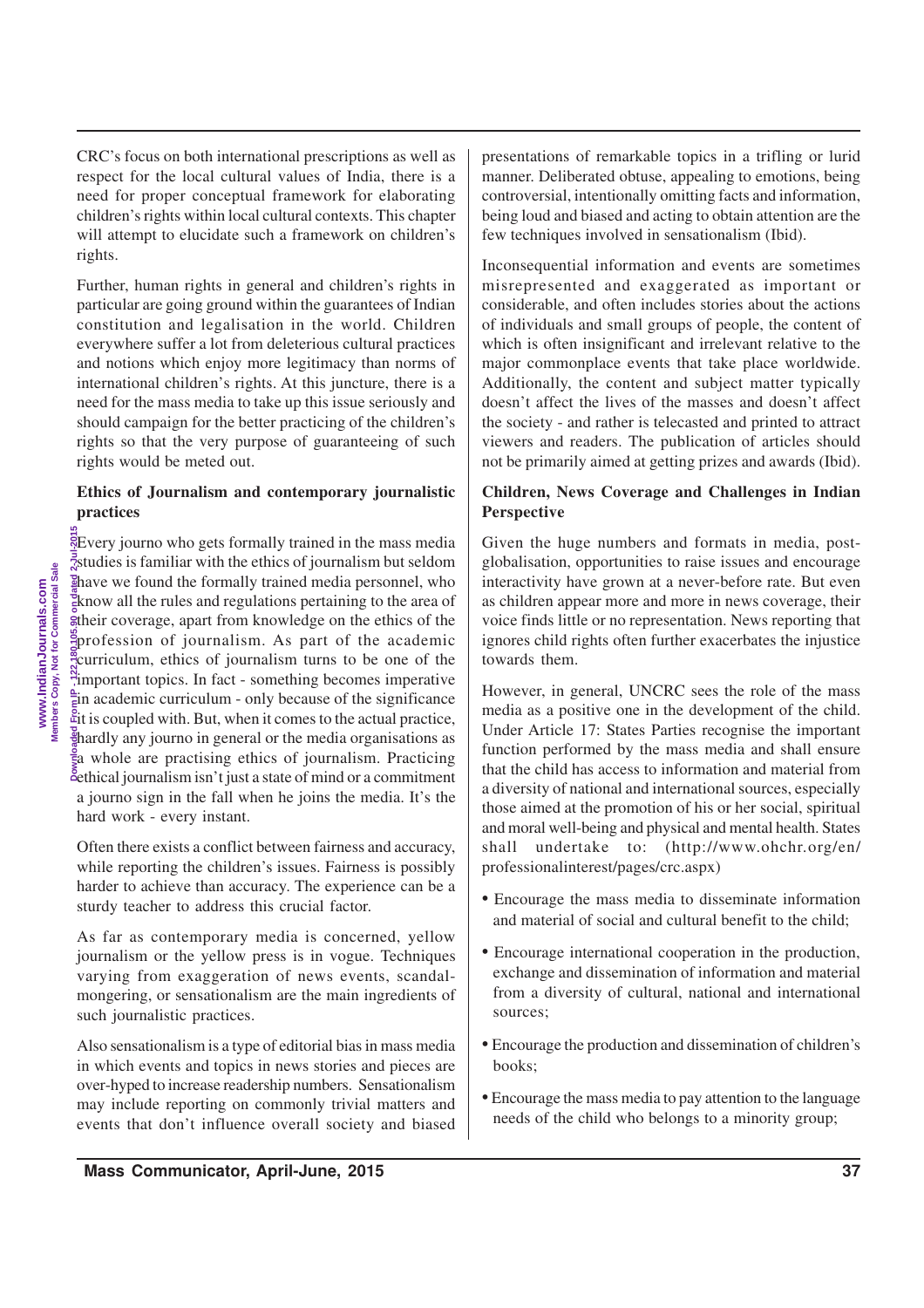CRC's focus on both international prescriptions as well as respect for the local cultural values of India, there is a need for proper conceptual framework for elaborating children's rights within local cultural contexts. This chapter will attempt to elucidate such a framework on children's rights.

Further, human rights in general and children's rights in particular are going ground within the guarantees of Indian constitution and legalisation in the world. Children everywhere suffer a lot from deleterious cultural practices and notions which enjoy more legitimacy than norms of international children's rights. At this juncture, there is a need for the mass media to take up this issue seriously and should campaign for the better practicing of the children's rights so that the very purpose of guaranteeing of such rights would be meted out.

### Ethics of Journalism and contemporary journalistic practices

Every journo who gets formally trained in the mass media studies is familiar with the ethics of journalism but seldom have we found the formally trained media personnel, who know all the rules and regulations pertaining to the area of their coverage, apart from knowledge on the ethics of the profession of journalism. As part of the academic curriculum, ethics of journalism turns to be one of the important topics. In fact - something becomes imperative in academic curriculum - only because of the significance it is coupled with. But, when it comes to the actual practice, hardly any journo in general or the media organisations as a whole are practising ethics of journalism. Practicing ethical journalism isn't just a state of mind or a commitment a journo sign in the fall when he joins the media. It's the hard work - every instant.

Often there exists a conflict between fairness and accuracy, while reporting the children's issues. Fairness is possibly harder to achieve than accuracy. The experience can be a sturdy teacher to address this crucial factor.

As far as contemporary media is concerned, yellow journalism or the yellow press is in vogue. Techniques varying from exaggeration of news events, scandal-mongering, or sensationalism are the main ingredients of such journalistic practices.

Also sensationalism is a type of editorial bias in mass media in which events and topics in news stories and pieces are over-hyped to increase readership numbers. Sensationalism may include reporting on commonly trivial matters and events that don't influence overall society and biased presentations of remarkable topics in a trifling or lurid manner. Deliberated obtuse, appealing to emotions, being controversial, intentionally omitting facts and information, being loud and biased and acting to obtain attention are the few techniques involved in sensationalism (Ibid).

Inconsequential information and events are sometimes misrepresented and exaggerated as important or considerable, and often includes stories about the actions of individuals and small groups of people, the content of which is often insignificant and irrelevant relative to the major commonplace events that take place worldwide. Additionally, the content and subject matter typically doesn't affect the lives of the masses and doesn't affect the society - and rather is telecasted and printed to attract viewers and readers. The publication of articles should not be primarily aimed at getting prizes and awards (Ibid).

### Children, News Coverage and Challenges in Indian Perspective

Given the huge numbers and formats in media, post-globalisation, opportunities to raise issues and encourage interactivity have grown at a never-before rate. But even as children appear more and more in news coverage, their voice finds little or no representation. News reporting that ignores child rights often further exacerbates the injustice towards them.

However, in general, UNCRC sees the role of the mass media as a positive one in the development of the child. Under Article 17: States Parties recognise the important function performed by the mass media and shall ensure that the child has access to information and material from a diversity of national and international sources, especially those aimed at the promotion of his or her social, spiritual and moral well-being and physical and mental health. States shall undertake to: (http://www.ohchr.org/en/professionalinterest/pages/crc.aspx)

- Encourage the mass media to disseminate information and material of social and cultural benefit to the child;
- Encourage international cooperation in the production, exchange and dissemination of information and material from a diversity of cultural, national and international sources;
- Encourage the production and dissemination of children's books;
- Encourage the mass media to pay attention to the language needs of the child who belongs to a minority group;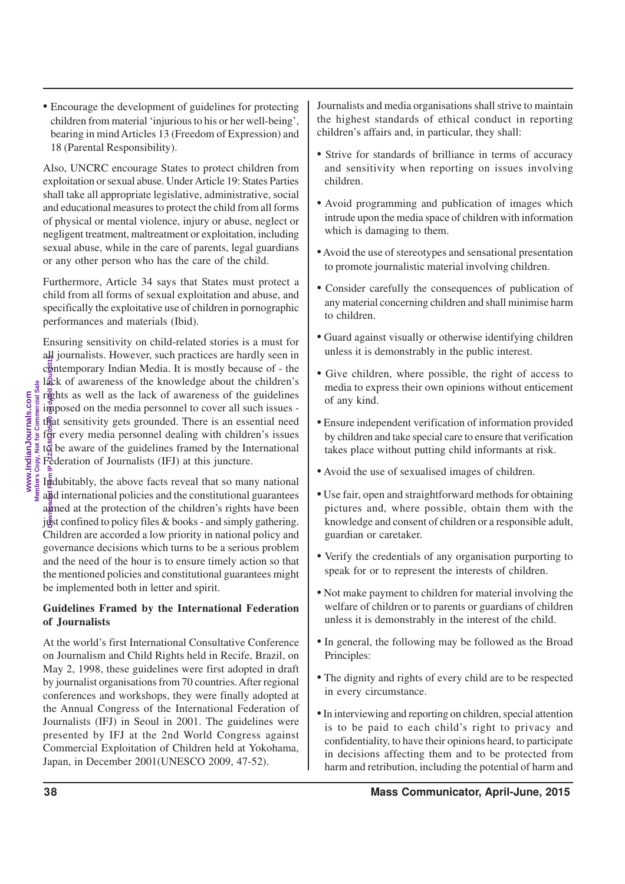- Encourage the development of guidelines for protecting children from material 'injurious to his or her well-being', bearing in mind Articles 13 (Freedom of Expression) and 18 (Parental Responsibility).

Also, UNCRC encourage States to protect children from exploitation or sexual abuse. Under Article 19: States Parties shall take all appropriate legislative, administrative, social and educational measures to protect the child from all forms of physical or mental violence, injury or abuse, neglect or negligent treatment, maltreatment or exploitation, including sexual abuse, while in the care of parents, legal guardians or any other person who has the care of the child.

Furthermore, Article 34 says that States must protect a child from all forms of sexual exploitation and abuse, and specifically the exploitative use of children in pornographic performances and materials (Ibid).

Ensuring sensitivity on child-related stories is a must for all journalists. However, such practices are hardly seen in contemporary Indian Media. It is mostly because of - the lack of awareness of the knowledge about the children's rights as well as the lack of awareness of the guidelines imposed on the media personnel to cover all such issues - that sensitivity gets grounded. There is an essential need for every media personnel dealing with children's issues to be aware of the guidelines framed by the International Federation of Journalists (IFJ) at this juncture.

Indubitably, the above facts reveal that so many national and international policies and the constitutional guarantees aimed at the protection of the children's rights have been just confined to policy files & books - and simply gathering. Children are accorded a low priority in national policy and governance decisions which turns to be a serious problem and the need of the hour is to ensure timely action so that the mentioned policies and constitutional guarantees might be implemented both in letter and spirit.

### Guidelines Framed by the International Federation of Journalists

At the world's first International Consultative Conference on Journalism and Child Rights held in Recife, Brazil, on May 2, 1998, these guidelines were first adopted in draft by journalist organisations from 70 countries. After regional conferences and workshops, they were finally adopted at the Annual Congress of the International Federation of Journalists (IFJ) in Seoul in 2001. The guidelines were presented by IFJ at the 2nd World Congress against Commercial Exploitation of Children held at Yokohama, Japan, in December 2001(UNESCO 2009, 47-52).

Journalists and media organisations shall strive to maintain the highest standards of ethical conduct in reporting children's affairs and, in particular, they shall:

- Strive for standards of brilliance in terms of accuracy and sensitivity when reporting on issues involving children.
- Avoid programming and publication of images which intrude upon the media space of children with information which is damaging to them.
- Avoid the use of stereotypes and sensational presentation to promote journalistic material involving children.
- Consider carefully the consequences of publication of any material concerning children and shall minimise harm to children.
- Guard against visually or otherwise identifying children unless it is demonstrably in the public interest.
- Give children, where possible, the right of access to media to express their own opinions without enticement of any kind.
- Ensure independent verification of information provided by children and take special care to ensure that verification takes place without putting child informants at risk.
- Avoid the use of sexualised images of children.
- Use fair, open and straightforward methods for obtaining pictures and, where possible, obtain them with the knowledge and consent of children or a responsible adult, guardian or caretaker.
- Verify the credentials of any organisation purporting to speak for or to represent the interests of children.
- Not make payment to children for material involving the welfare of children or to parents or guardians of children unless it is demonstrably in the interest of the child.
- In general, the following may be followed as the Broad Principles:
- The dignity and rights of every child are to be respected in every circumstance.
- In interviewing and reporting on children, special attention is to be paid to each child's right to privacy and confidentiality, to have their opinions heard, to participate in decisions affecting them and to be protected from harm and retribution, including the potential of harm and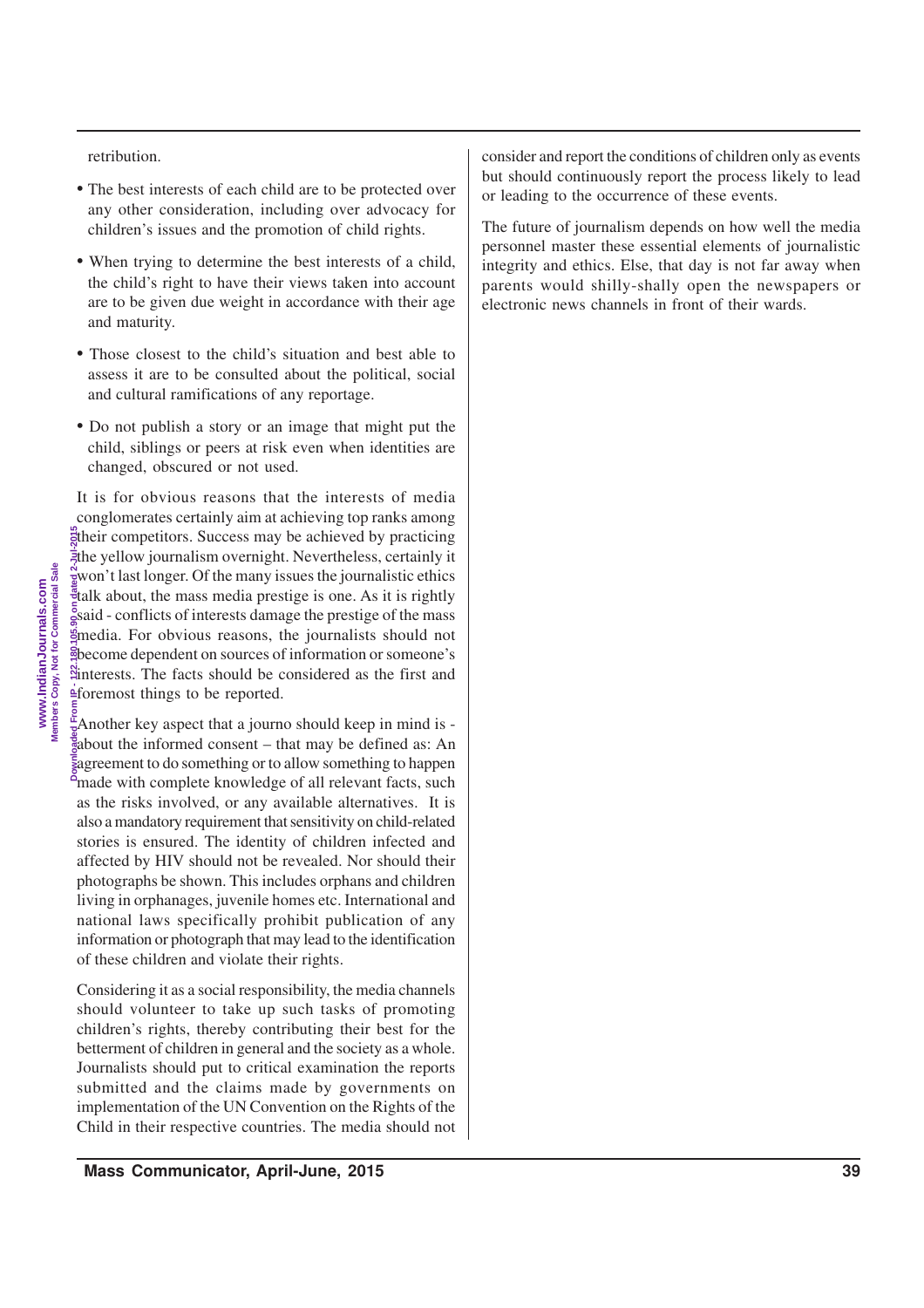retribution.

- The best interests of each child are to be protected over any other consideration, including over advocacy for children's issues and the promotion of child rights.
- When trying to determine the best interests of a child, the child's right to have their views taken into account are to be given due weight in accordance with their age and maturity.
- Those closest to the child's situation and best able to assess it are to be consulted about the political, social and cultural ramifications of any reportage.
- Do not publish a story or an image that might put the child, siblings or peers at risk even when identities are changed, obscured or not used.

It is for obvious reasons that the interests of media conglomerates certainly aim at achieving top ranks among their competitors. Success may be achieved by practicing the yellow journalism overnight. Nevertheless, certainly it won't last longer. Of the many issues the journalistic ethics talk about, the mass media prestige is one. As it is rightly said - conflicts of interests damage the prestige of the mass media. For obvious reasons, the journalists should not become dependent on sources of information or someone's interests. The facts should be considered as the first and foremost things to be reported.

Another key aspect that a journo should keep in mind is - about the informed consent – that may be defined as: An agreement to do something or to allow something to happen made with complete knowledge of all relevant facts, such as the risks involved, or any available alternatives. It is also a mandatory requirement that sensitivity on child-related stories is ensured. The identity of children infected and affected by HIV should not be revealed. Nor should their photographs be shown. This includes orphans and children living in orphanages, juvenile homes etc. International and national laws specifically prohibit publication of any information or photograph that may lead to the identification of these children and violate their rights.

Considering it as a social responsibility, the media channels should volunteer to take up such tasks of promoting children's rights, thereby contributing their best for the betterment of children in general and the society as a whole. Journalists should put to critical examination the reports submitted and the claims made by governments on implementation of the UN Convention on the Rights of the Child in their respective countries. The media should not consider and report the conditions of children only as events but should continuously report the process likely to lead or leading to the occurrence of these events.

The future of journalism depends on how well the media personnel master these essential elements of journalistic integrity and ethics. Else, that day is not far away when parents would shilly-shally open the newspapers or electronic news channels in front of their wards.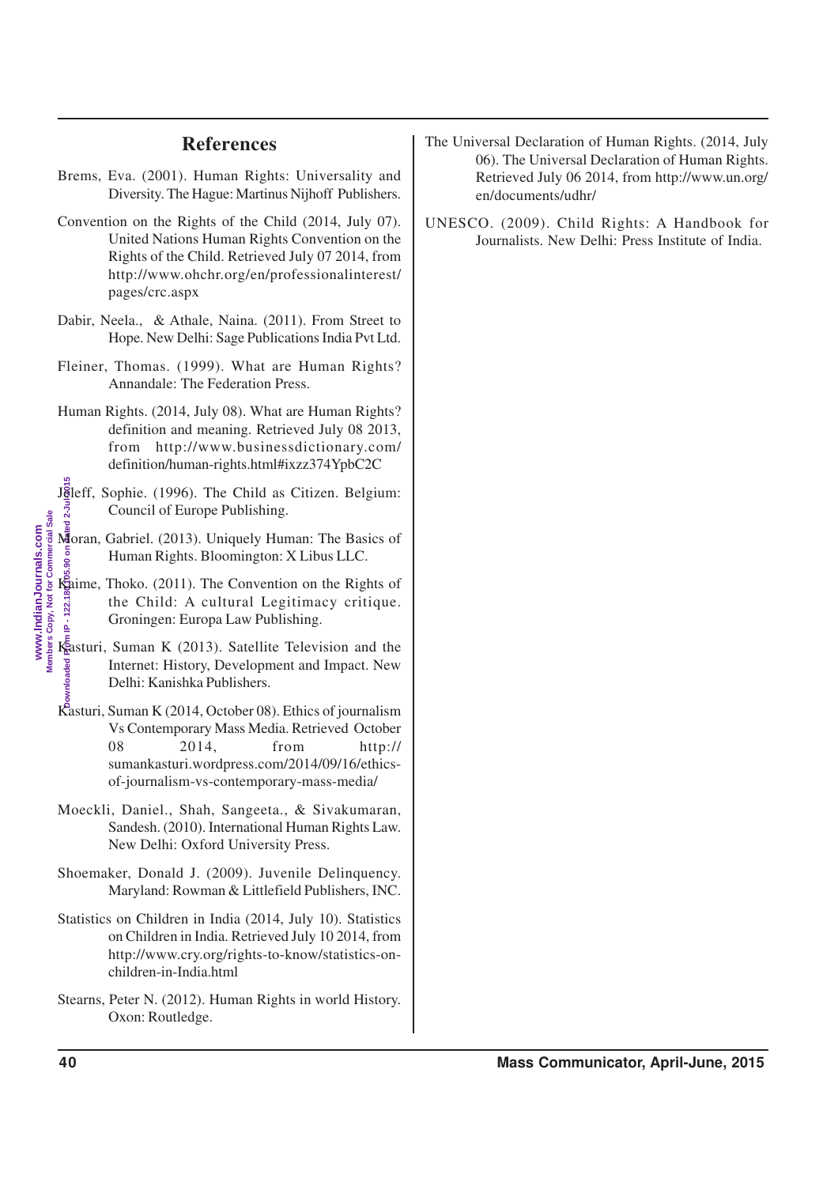## References

Brems, Eva. (2001). Human Rights: Universality and Diversity. The Hague: Martinus Nijhoff Publishers.

Convention on the Rights of the Child (2014, July 07). United Nations Human Rights Convention on the Rights of the Child. Retrieved July 07 2014, from http://www.ohchr.org/en/professionalinterest/pages/crc.aspx

Dabir, Neela., & Athale, Naina. (2011). From Street to Hope. New Delhi: Sage Publications India Pvt Ltd.

Fleiner, Thomas. (1999). What are Human Rights? Annandale: The Federation Press.

Human Rights. (2014, July 08). What are Human Rights? definition and meaning. Retrieved July 08 2013, from http://www.businessdictionary.com/definition/human-rights.html#ixzz374YpbC2C

Jaleff, Sophie. (1996). The Child as Citizen. Belgium: Council of Europe Publishing.

Moran, Gabriel. (2013). Uniquely Human: The Basics of Human Rights. Bloomington: X Libus LLC.

Kaime, Thoko. (2011). The Convention on the Rights of the Child: A cultural Legitimacy critique. Groningen: Europa Law Publishing.

Kasturi, Suman K (2013). Satellite Television and the Internet: History, Development and Impact. New Delhi: Kanishka Publishers.

Kasturi, Suman K (2014, October 08). Ethics of journalism Vs Contemporary Mass Media. Retrieved October 08 2014, from http://sumankasturi.wordpress.com/2014/09/16/ethics-of-journalism-vs-contemporary-mass-media/

Moeckli, Daniel., Shah, Sangeeta., & Sivakumaran, Sandesh. (2010). International Human Rights Law. New Delhi: Oxford University Press.

Shoemaker, Donald J. (2009). Juvenile Delinquency. Maryland: Rowman & Littlefield Publishers, INC.

Statistics on Children in India (2014, July 10). Statistics on Children in India. Retrieved July 10 2014, from http://www.cry.org/rights-to-know/statistics-on-children-in-India.html

Stearns, Peter N. (2012). Human Rights in world History. Oxon: Routledge.

The Universal Declaration of Human Rights. (2014, July 06). The Universal Declaration of Human Rights. Retrieved July 06 2014, from http://www.un.org/en/documents/udhr/

UNESCO. (2009). Child Rights: A Handbook for Journalists. New Delhi: Press Institute of India.